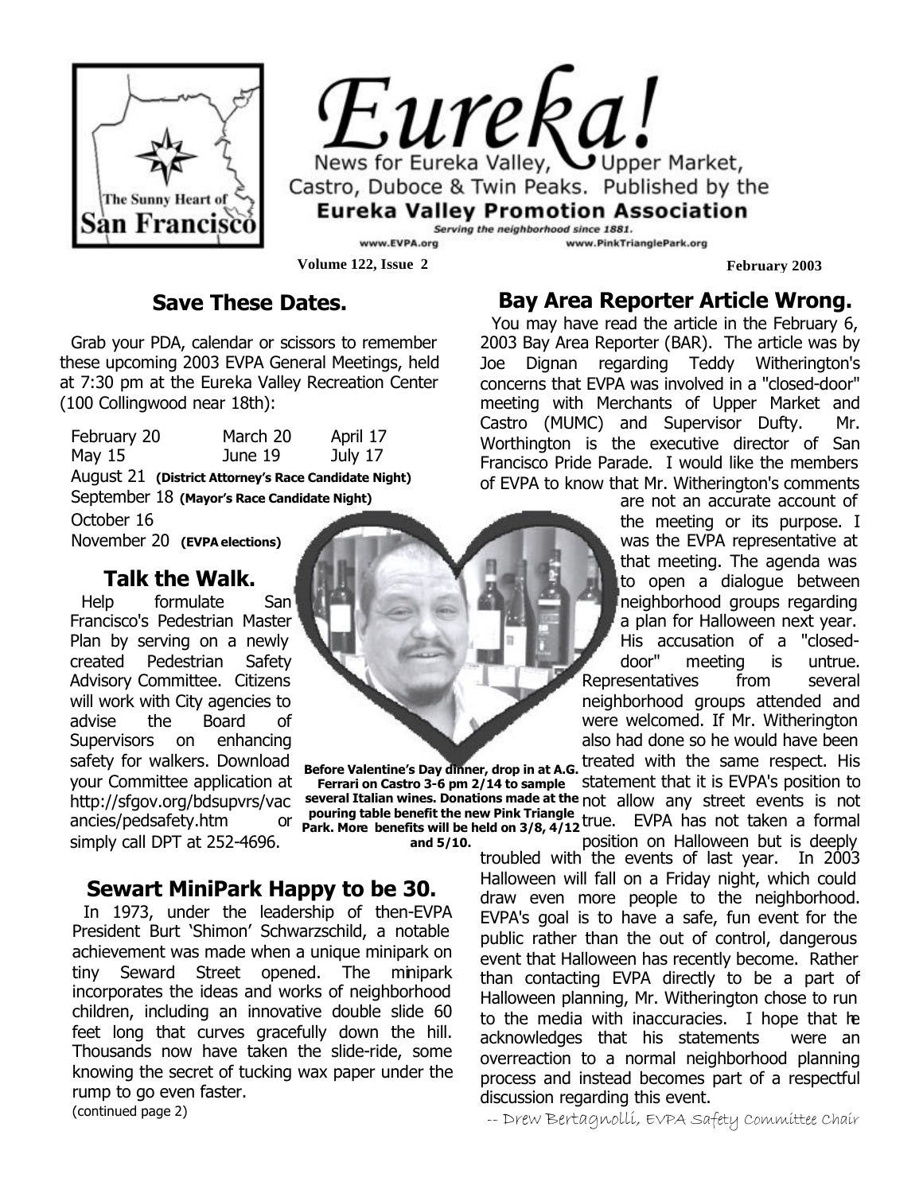# Eureka!

News for Eureka Valley, Upper Market, Castro, Duboce & Twin Peaks. Published by the **Eureka Valley Promotion Association**

*Serving the neighborhood since 1881.*

www.EVPA.org www.PinkTrianglePark.org

**Volume 122, Issue 2** **February 2003**

## Save These Dates.

Grab your PDA, calendar or scissors to remember these upcoming 2003 EVPA General Meetings, held at 7:30 pm at the Eureka Valley Recreation Center (100 Collingwood near 18th):

February 20 March 20 April 17
May 15 June 19 July 17
August 21 **(District Attorney's Race Candidate Night)**
September 18 **(Mayor's Race Candidate Night)**
October 16
November 20 **(EVPA elections)**

## Talk the Walk.

Help formulate San Francisco's Pedestrian Master Plan by serving on a newly created Pedestrian Safety Advisory Committee. Citizens will work with City agencies to advise the Board of Supervisors on enhancing safety for walkers. Download your Committee application at http://sfgov.org/bdsupvrs/vacancies/pedsafety.htm or simply call DPT at 252-4696.

**Before Valentine's Day dinner, drop in at A.G. Ferrari on Castro 3-6 pm 2/14 to sample several Italian wines. Donations made at the pouring table benefit the new Pink Triangle Park. More benefits will be held on 3/8, 4/12 and 5/10.**

## Sewart MiniPark Happy to be 30.

In 1973, under the leadership of then-EVPA President Burt 'Shimon' Schwarzschild, a notable achievement was made when a unique minipark on tiny Seward Street opened. The minipark incorporates the ideas and works of neighborhood children, including an innovative double slide 60 feet long that curves gracefully down the hill. Thousands now have taken the slide-ride, some knowing the secret of tucking wax paper under the rump to go even faster.

(continued page 2)

## Bay Area Reporter Article Wrong.

You may have read the article in the February 6, 2003 Bay Area Reporter (BAR). The article was by Joe Dignan regarding Teddy Witherington's concerns that EVPA was involved in a "closed-door" meeting with Merchants of Upper Market and Castro (MUMC) and Supervisor Dufty. Mr. Worthington is the executive director of San Francisco Pride Parade. I would like the members of EVPA to know that Mr. Witherington's comments are not an accurate account of the meeting or its purpose. I was the EVPA representative at that meeting. The agenda was to open a dialogue between neighborhood groups regarding a plan for Halloween next year. His accusation of a "closed-door" meeting is untrue. Representatives from several neighborhood groups attended and were welcomed. If Mr. Witherington also had done so he would have been treated with the same respect. His statement that it is EVPA's position to not allow any street events is not true. EVPA has not taken a formal position on Halloween but is deeply troubled with the events of last year. In 2003 Halloween will fall on a Friday night, which could draw even more people to the neighborhood. EVPA's goal is to have a safe, fun event for the public rather than the out of control, dangerous event that Halloween has recently become. Rather than contacting EVPA directly to be a part of Halloween planning, Mr. Witherington chose to run to the media with inaccuracies. I hope that he acknowledges that his statements were an overreaction to a normal neighborhood planning process and instead becomes part of a respectful discussion regarding this event.

*-- Drew Bertagnolli, EVPA Safety Committee Chair*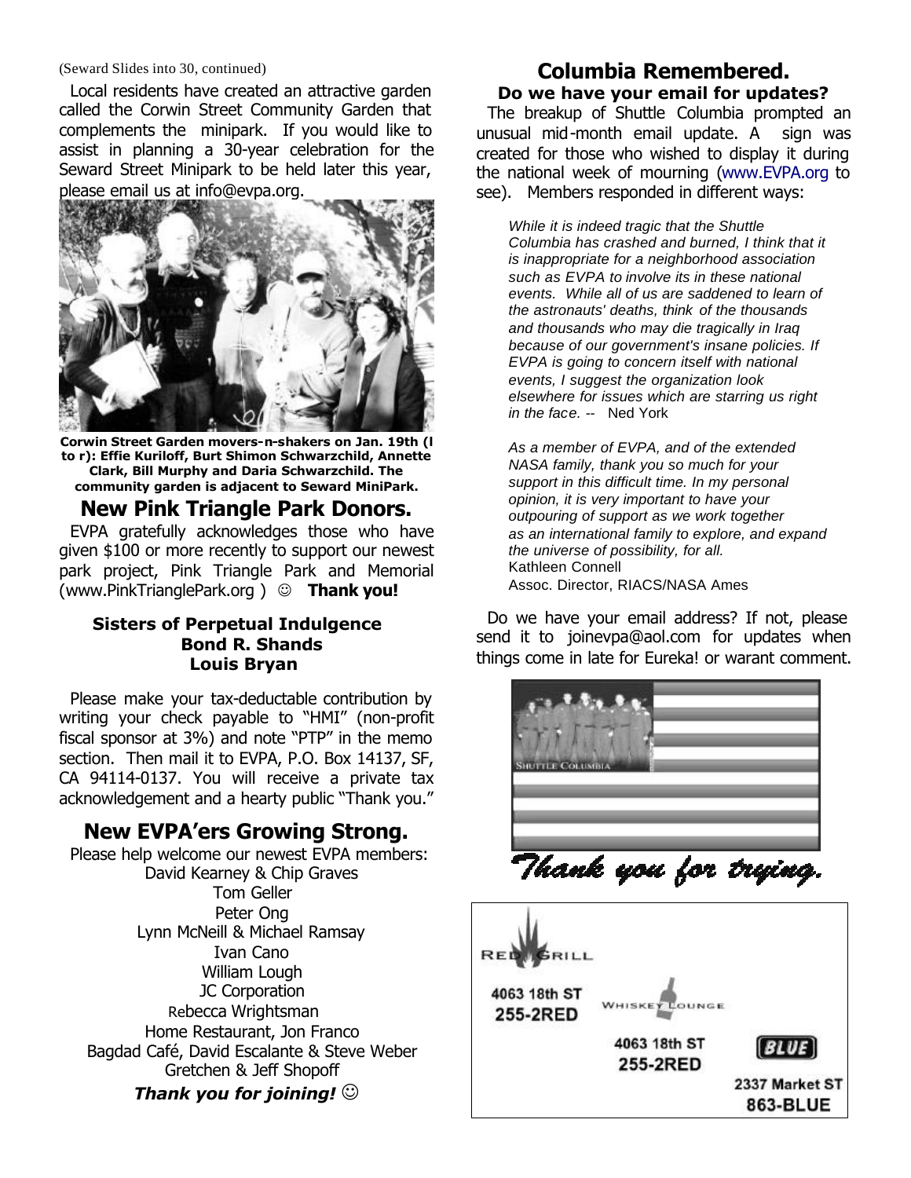(Seward Slides into 30, continued)

Local residents have created an attractive garden called the Corwin Street Community Garden that complements the minipark. If you would like to assist in planning a 30-year celebration for the Seward Street Minipark to be held later this year, please email us at info@evpa.org.

**Corwin Street Garden movers-n-shakers on Jan. 19th (l to r): Effie Kuriloff, Burt Shimon Schwarzchild, Annette Clark, Bill Murphy and Daria Schwarzchild. The community garden is adjacent to Seward MiniPark.**

## New Pink Triangle Park Donors.

EVPA gratefully acknowledges those who have given $100 or more recently to support our newest park project, Pink Triangle Park and Memorial (www.PinkTrianglePark.org ) ☺ **Thank you!**

**Sisters of Perpetual Indulgence**
**Bond R. Shands**
**Louis Bryan**

Please make your tax-deductable contribution by writing your check payable to "HMI" (non-profit fiscal sponsor at 3%) and note "PTP" in the memo section. Then mail it to EVPA, P.O. Box 14137, SF, CA 94114-0137. You will receive a private tax acknowledgement and a hearty public "Thank you."

## New EVPA'ers Growing Strong.

Please help welcome our newest EVPA members:

David Kearney & Chip Graves
Tom Geller
Peter Ong
Lynn McNeill & Michael Ramsay
Ivan Cano
William Lough
JC Corporation
Rebecca Wrightsman
Home Restaurant, Jon Franco
Bagdad Café, David Escalante & Steve Weber
Gretchen & Jeff Shopoff

***Thank you for joining!*** ☺

## Columbia Remembered.

### Do we have your email for updates?

The breakup of Shuttle Columbia prompted an unusual mid-month email update. A sign was created for those who wished to display it during the national week of mourning (www.EVPA.org to see). Members responded in different ways:

> *While it is indeed tragic that the Shuttle Columbia has crashed and burned, I think that it is inappropriate for a neighborhood association such as EVPA to involve its in these national events. While all of us are saddened to learn of the astronauts' deaths, think of the thousands and thousands who may die tragically in Iraq because of our government's insane policies. If EVPA is going to concern itself with national events, I suggest the organization look elsewhere for issues which are starring us right in the face.* -- Ned York

> *As a member of EVPA, and of the extended NASA family, thank you so much for your support in this difficult time. In my personal opinion, it is very important to have your outpouring of support as we work together as an international family to explore, and expand the universe of possibility, for all.*
> Kathleen Connell
> Assoc. Director, RIACS/NASA Ames

Do we have your email address? If not, please send it to joinevpa@aol.com for updates when things come in late for Eureka! or warant comment.

SHUTTLE COLUMBIA

*Thank you for trying.*

RED GRILL
4063 18th ST
255-2RED

WHISKEY LOUNGE
4063 18th ST
255-2RED

BLUE
2337 Market ST
863-BLUE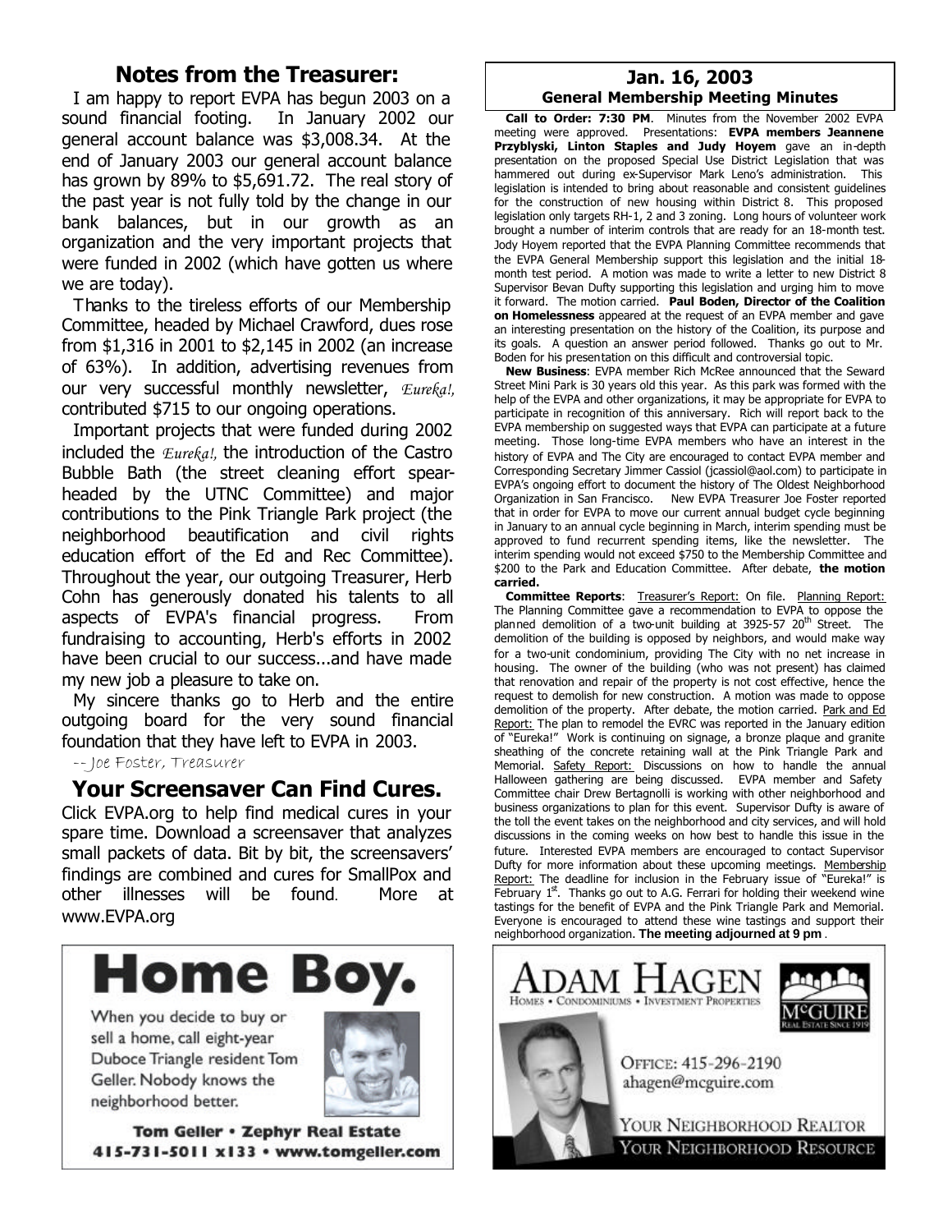## Notes from the Treasurer:

I am happy to report EVPA has begun 2003 on a sound financial footing. In January 2002 our general account balance was $3,008.34. At the end of January 2003 our general account balance has grown by 89% to $5,691.72. The real story of the past year is not fully told by the change in our bank balances, but in our growth as an organization and the very important projects that were funded in 2002 (which have gotten us where we are today).

Thanks to the tireless efforts of our Membership Committee, headed by Michael Crawford, dues rose from $1,316 in 2001 to $2,145 in 2002 (an increase of 63%). In addition, advertising revenues from our very successful monthly newsletter, *Eureka!,* contributed $715 to our ongoing operations.

Important projects that were funded during 2002 included the *Eureka!,* the introduction of the Castro Bubble Bath (the street cleaning effort spear-headed by the UTNC Committee) and major contributions to the Pink Triangle Park project (the neighborhood beautification and civil rights education effort of the Ed and Rec Committee). Throughout the year, our outgoing Treasurer, Herb Cohn has generously donated his talents to all aspects of EVPA's financial progress. From fundraising to accounting, Herb's efforts in 2002 have been crucial to our success...and have made my new job a pleasure to take on.

My sincere thanks go to Herb and the entire outgoing board for the very sound financial foundation that they have left to EVPA in 2003.

--Joe Foster, Treasurer

## Your Screensaver Can Find Cures.

Click EVPA.org to help find medical cures in your spare time. Download a screensaver that analyzes small packets of data. Bit by bit, the screensavers' findings are combined and cures for SmallPox and other illnesses will be found. More at www.EVPA.org

**Home Boy.**

When you decide to buy or sell a home, call eight-year Duboce Triangle resident Tom Geller. Nobody knows the neighborhood better.

**Tom Geller • Zephyr Real Estate**
**415-731-5011 x133 • www.tomgeller.com**

## Jan. 16, 2003
### General Membership Meeting Minutes

**Call to Order: 7:30 PM**. Minutes from the November 2002 EVPA meeting were approved. Presentations: **EVPA members Jeannene Przyblyski, Linton Staples and Judy Hoyem** gave an in-depth presentation on the proposed Special Use District Legislation that was hammered out during ex-Supervisor Mark Leno's administration. This legislation is intended to bring about reasonable and consistent guidelines for the construction of new housing within District 8. This proposed legislation only targets RH-1, 2 and 3 zoning. Long hours of volunteer work brought a number of interim controls that are ready for an 18-month test. Jody Hoyem reported that the EVPA Planning Committee recommends that the EVPA General Membership support this legislation and the initial 18-month test period. A motion was made to write a letter to new District 8 Supervisor Bevan Dufty supporting this legislation and urging him to move it forward. The motion carried. **Paul Boden, Director of the Coalition on Homelessness** appeared at the request of an EVPA member and gave an interesting presentation on the history of the Coalition, its purpose and its goals. A question an answer period followed. Thanks go out to Mr. Boden for his presentation on this difficult and controversial topic.

**New Business**: EVPA member Rich McRee announced that the Seward Street Mini Park is 30 years old this year. As this park was formed with the help of the EVPA and other organizations, it may be appropriate for EVPA to participate in recognition of this anniversary. Rich will report back to the EVPA membership on suggested ways that EVPA can participate at a future meeting. Those long-time EVPA members who have an interest in the history of EVPA and The City are encouraged to contact EVPA member and Corresponding Secretary Jimmer Cassiol (jcassiol@aol.com) to participate in EVPA's ongoing effort to document the history of The Oldest Neighborhood Organization in San Francisco. New EVPA Treasurer Joe Foster reported that in order for EVPA to move our current annual budget cycle beginning in January to an annual cycle beginning in March, interim spending must be approved to fund recurrent spending items, like the newsletter. The interim spending would not exceed $750 to the Membership Committee and $200 to the Park and Education Committee. After debate, **the motion carried.**

**Committee Reports**: Treasurer's Report: On file. Planning Report: The Planning Committee gave a recommendation to EVPA to oppose the planned demolition of a two-unit building at 3925-57 20th Street. The demolition of the building is opposed by neighbors, and would make way for a two-unit condominium, providing The City with no net increase in housing. The owner of the building (who was not present) has claimed that renovation and repair of the property is not cost effective, hence the request to demolish for new construction. A motion was made to oppose demolition of the property. After debate, the motion carried. Park and Ed Report: The plan to remodel the EVRC was reported in the January edition of "Eureka!" Work is continuing on signage, a bronze plaque and granite sheathing of the concrete retaining wall at the Pink Triangle Park and Memorial. Safety Report: Discussions on how to handle the annual Halloween gathering are being discussed. EVPA member and Safety Committee chair Drew Bertagnolli is working with other neighborhood and business organizations to plan for this event. Supervisor Dufty is aware of the toll the event takes on the neighborhood and city services, and will hold discussions in the coming weeks on how best to handle this issue in the future. Interested EVPA members are encouraged to contact Supervisor Dufty for more information about these upcoming meetings. Membership Report: The deadline for inclusion in the February issue of "Eureka!" is February 1st. Thanks go out to A.G. Ferrari for holding their weekend wine tastings for the benefit of EVPA and the Pink Triangle Park and Memorial. Everyone is encouraged to attend these wine tastings and support their neighborhood organization. **The meeting adjourned at 9 pm**.

**ADAM HAGEN**
HOMES • CONDOMINIUMS • INVESTMENT PROPERTIES

McGUIRE REAL ESTATE SINCE 1919

OFFICE: 415-296-2190
ahagen@mcguire.com

YOUR NEIGHBORHOOD REALTOR
YOUR NEIGHBORHOOD RESOURCE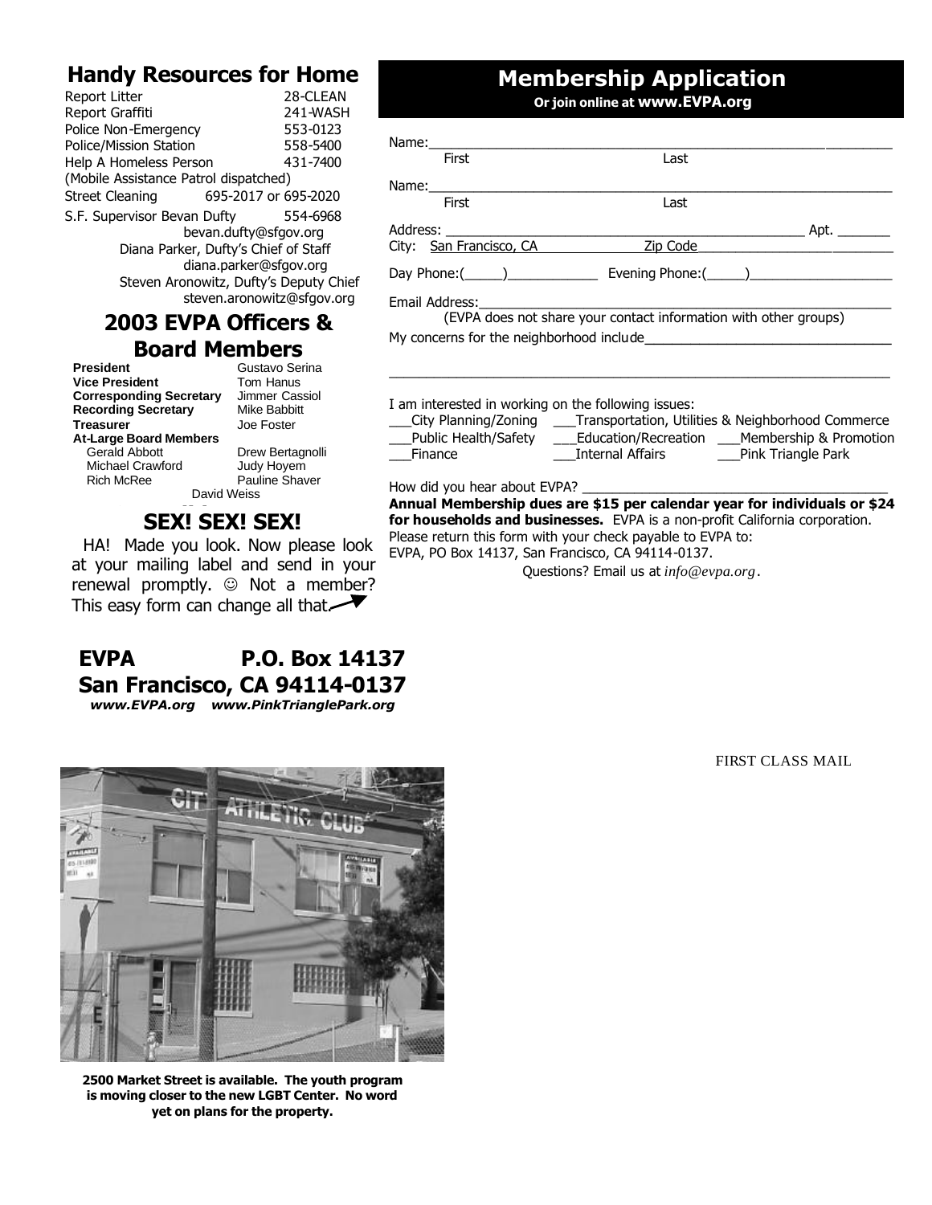## Handy Resources for Home

| | |
|---|---|
| Report Litter | 28-CLEAN |
| Report Graffiti | 241-WASH |
| Police Non-Emergency | 553-0123 |
| Police/Mission Station | 558-5400 |
| Help A Homeless Person | 431-7400 |

(Mobile Assistance Patrol dispatched)

Street Cleaning 695-2017 or 695-2020

S.F. Supervisor Bevan Dufty 554-6968
bevan.dufty@sfgov.org
Diana Parker, Dufty's Chief of Staff
diana.parker@sfgov.org
Steven Aronowitz, Dufty's Deputy Chief
steven.aronowitz@sfgov.org

## 2003 EVPA Officers & Board Members

| | |
|---|---|
| **President** | Gustavo Serina |
| **Vice President** | Tom Hanus |
| **Corresponding Secretary** | Jimmer Cassiol |
| **Recording Secretary** | Mike Babbitt |
| **Treasurer** | Joe Foster |
| **At-Large Board Members** | |
| Gerald Abbott | Drew Bertagnolli |
| Michael Crawford | Judy Hoyem |
| Rich McRee | Pauline Shaver |
| David Weiss | |

## SEX! SEX! SEX!

HA! Made you look. Now please look at your mailing label and send in your renewal promptly. ☺ Not a member? This easy form can change all that.

## Membership Application

**Or join online at www.EVPA.org**

Name:______________________________________
First Last

Name:______________________________________
First Last

Address: ______________________________ Apt. _______

City: San Francisco, CA Zip Code__________________

Day Phone:(_____)___________ Evening Phone:(_____)__________________

Email Address:______________________________________
(EVPA does not share your contact information with other groups)

My concerns for the neighborhood include______________________________

______________________________________________________________

I am interested in working on the following issues:

___City Planning/Zoning ___Transportation, Utilities & Neighborhood Commerce
___Public Health/Safety ___Education/Recreation ___Membership & Promotion
___Finance ___Internal Affairs ___Pink Triangle Park

How did you hear about EVPA? ______________________________________

**Annual Membership dues are $15 per calendar year for individuals or $24 for households and businesses.** EVPA is a non-profit California corporation.
Please return this form with your check payable to EVPA to:
EVPA, PO Box 14137, San Francisco, CA 94114-0137.

Questions? Email us at *info@evpa.org*.

**EVPA P.O. Box 14137**
**San Francisco, CA 94114-0137**
***www.EVPA.org www.PinkTrianglePark.org***

FIRST CLASS MAIL

**2500 Market Street is available. The youth program is moving closer to the new LGBT Center. No word yet on plans for the property.**